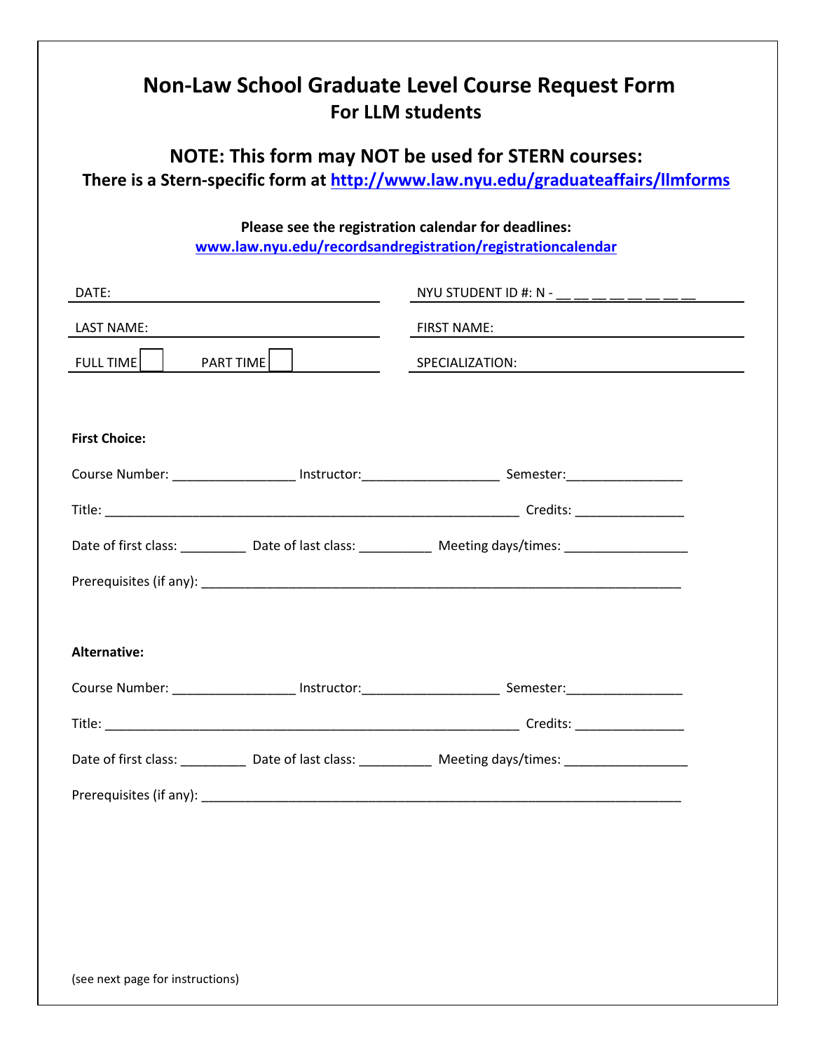# Non-Law School Graduate Level Course Request Form

## For LLM students

## NOTE: This form may NOT be used for STERN courses:

**There is a Stern-specific form at [http://www.law.nyu.edu/graduateaffairs/llmforms](http://www.law.nyu.edu/graduateaffairs/llmforms)**

**Please see the registration calendar for deadlines:**
[www.law.nyu.edu/recordsandregistration/registrationcalendar](www.law.nyu.edu/recordsandregistration/registrationcalendar)

DATE: ______________________ NYU STUDENT ID #: N - __ __ __ __ __ __ __ __

LAST NAME: ______________________ FIRST NAME: ______________________

FULL TIME ☐ PART TIME ☐ SPECIALIZATION: ______________________

**First Choice:**

Course Number: _________________ Instructor:___________________ Semester:________________

Title: ________________________________________________________ Credits: _______________

Date of first class: _________ Date of last class: __________ Meeting days/times: _________________

Prerequisites (if any): ___________________________________________________________________

**Alternative:**

Course Number: _________________ Instructor:___________________ Semester:________________

Title: ________________________________________________________ Credits: _______________

Date of first class: _________ Date of last class: __________ Meeting days/times: _________________

Prerequisites (if any): ___________________________________________________________________

(see next page for instructions)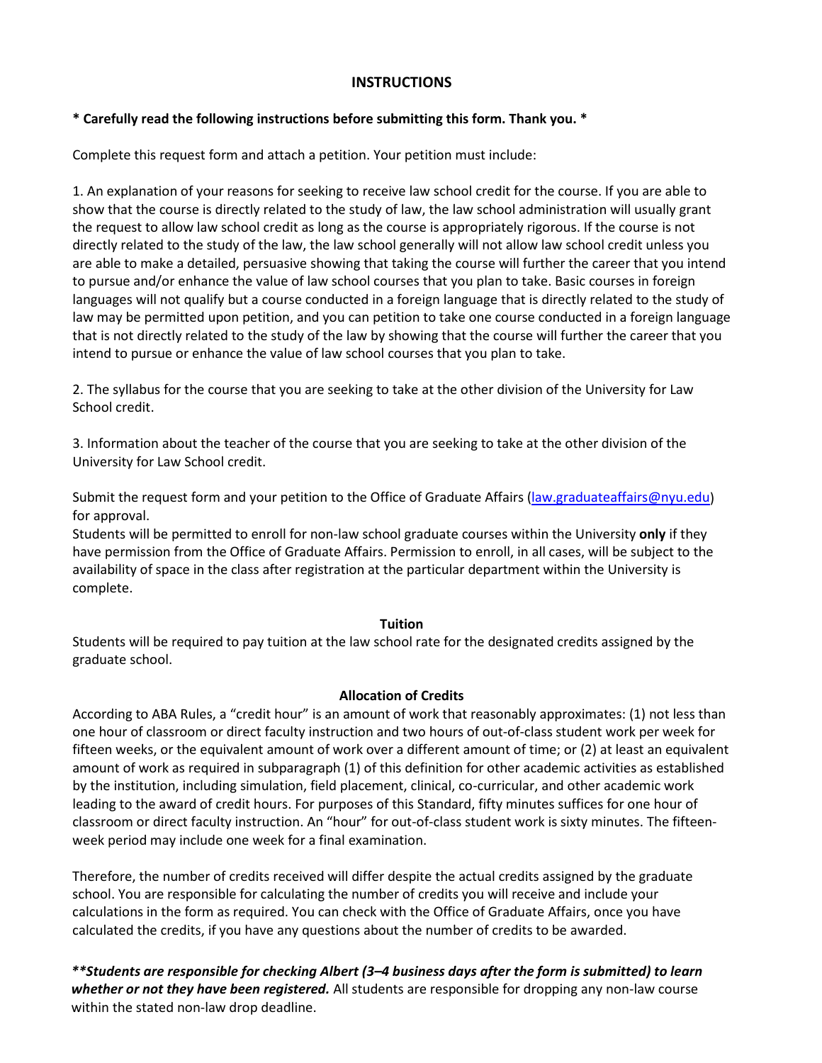## INSTRUCTIONS

**\* Carefully read the following instructions before submitting this form. Thank you. \***

Complete this request form and attach a petition. Your petition must include:

1. An explanation of your reasons for seeking to receive law school credit for the course. If you are able to show that the course is directly related to the study of law, the law school administration will usually grant the request to allow law school credit as long as the course is appropriately rigorous. If the course is not directly related to the study of the law, the law school generally will not allow law school credit unless you are able to make a detailed, persuasive showing that taking the course will further the career that you intend to pursue and/or enhance the value of law school courses that you plan to take. Basic courses in foreign languages will not qualify but a course conducted in a foreign language that is directly related to the study of law may be permitted upon petition, and you can petition to take one course conducted in a foreign language that is not directly related to the study of the law by showing that the course will further the career that you intend to pursue or enhance the value of law school courses that you plan to take.

2. The syllabus for the course that you are seeking to take at the other division of the University for Law School credit.

3. Information about the teacher of the course that you are seeking to take at the other division of the University for Law School credit.

Submit the request form and your petition to the Office of Graduate Affairs (law.graduateaffairs@nyu.edu) for approval.

Students will be permitted to enroll for non-law school graduate courses within the University **only** if they have permission from the Office of Graduate Affairs. Permission to enroll, in all cases, will be subject to the availability of space in the class after registration at the particular department within the University is complete.

### Tuition

Students will be required to pay tuition at the law school rate for the designated credits assigned by the graduate school.

### Allocation of Credits

According to ABA Rules, a "credit hour" is an amount of work that reasonably approximates: (1) not less than one hour of classroom or direct faculty instruction and two hours of out-of-class student work per week for fifteen weeks, or the equivalent amount of work over a different amount of time; or (2) at least an equivalent amount of work as required in subparagraph (1) of this definition for other academic activities as established by the institution, including simulation, field placement, clinical, co-curricular, and other academic work leading to the award of credit hours. For purposes of this Standard, fifty minutes suffices for one hour of classroom or direct faculty instruction. An "hour" for out-of-class student work is sixty minutes. The fifteen-week period may include one week for a final examination.

Therefore, the number of credits received will differ despite the actual credits assigned by the graduate school. You are responsible for calculating the number of credits you will receive and include your calculations in the form as required. You can check with the Office of Graduate Affairs, once you have calculated the credits, if you have any questions about the number of credits to be awarded.

***\*\*Students are responsible for checking Albert (3–4 business days after the form is submitted) to learn whether or not they have been registered.*** All students are responsible for dropping any non-law course within the stated non-law drop deadline.